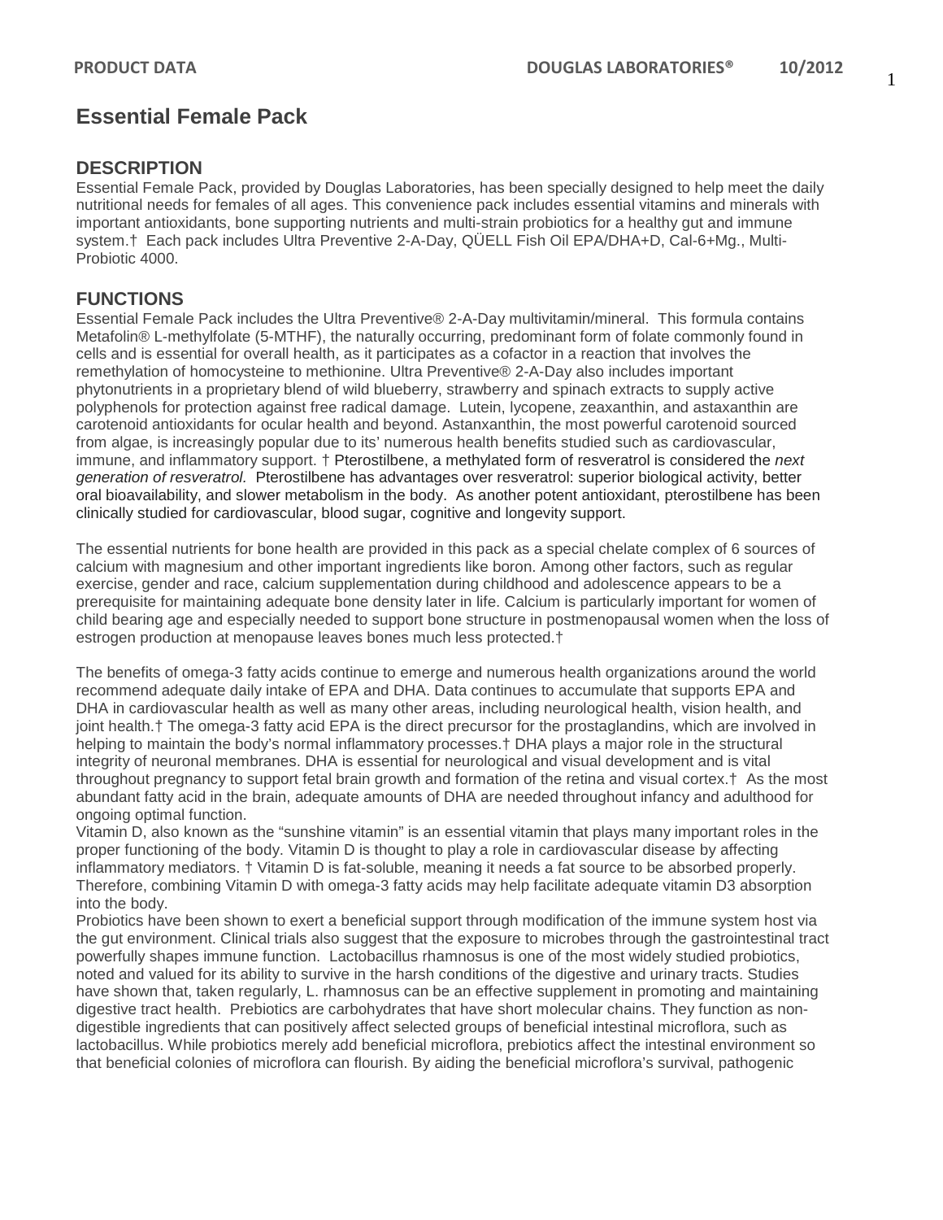# Essential Female Pack

## DESCRIPTION

Essential Female Pack, provided by Douglas Laboratories, has been specially designed to help meet the daily nutritional needs for females of all ages. This convenience pack includes essential vitamins and minerals with important antioxidants, bone supporting nutrients and multi-strain probiotics for a healthy gut and immune system.† Each pack includes Ultra Preventive 2-A-Day, QÜELL Fish Oil EPA/DHA+D, Cal-6+Mg., Multi-Probiotic 4000.

## FUNCTIONS

Essential Female Pack includes the Ultra Preventive® 2-A-Day multivitamin/mineral. This formula contains Metafolin® L-methylfolate (5-MTHF), the naturally occurring, predominant form of folate commonly found in cells and is essential for overall health, as it participates as a cofactor in a reaction that involves the remethylation of homocysteine to methionine. Ultra Preventive® 2-A-Day also includes important phytonutrients in a proprietary blend of wild blueberry, strawberry and spinach extracts to supply active polyphenols for protection against free radical damage. Lutein, lycopene, zeaxanthin, and astaxanthin are carotenoid antioxidants for ocular health and beyond. Astanxanthin, the most powerful carotenoid sourced from algae, is increasingly popular due to its' numerous health benefits studied such as cardiovascular, immune, and inflammatory support. † Pterostilbene, a methylated form of resveratrol is considered the *next generation of resveratrol.* Pterostilbene has advantages over resveratrol: superior biological activity, better oral bioavailability, and slower metabolism in the body. As another potent antioxidant, pterostilbene has been clinically studied for cardiovascular, blood sugar, cognitive and longevity support.

The essential nutrients for bone health are provided in this pack as a special chelate complex of 6 sources of calcium with magnesium and other important ingredients like boron. Among other factors, such as regular exercise, gender and race, calcium supplementation during childhood and adolescence appears to be a prerequisite for maintaining adequate bone density later in life. Calcium is particularly important for women of child bearing age and especially needed to support bone structure in postmenopausal women when the loss of estrogen production at menopause leaves bones much less protected.†

The benefits of omega-3 fatty acids continue to emerge and numerous health organizations around the world recommend adequate daily intake of EPA and DHA. Data continues to accumulate that supports EPA and DHA in cardiovascular health as well as many other areas, including neurological health, vision health, and joint health.† The omega-3 fatty acid EPA is the direct precursor for the prostaglandins, which are involved in helping to maintain the body's normal inflammatory processes.† DHA plays a major role in the structural integrity of neuronal membranes. DHA is essential for neurological and visual development and is vital throughout pregnancy to support fetal brain growth and formation of the retina and visual cortex.† As the most abundant fatty acid in the brain, adequate amounts of DHA are needed throughout infancy and adulthood for ongoing optimal function.

Vitamin D, also known as the "sunshine vitamin" is an essential vitamin that plays many important roles in the proper functioning of the body. Vitamin D is thought to play a role in cardiovascular disease by affecting inflammatory mediators. † Vitamin D is fat-soluble, meaning it needs a fat source to be absorbed properly. Therefore, combining Vitamin D with omega-3 fatty acids may help facilitate adequate vitamin D3 absorption into the body.

Probiotics have been shown to exert a beneficial support through modification of the immune system host via the gut environment. Clinical trials also suggest that the exposure to microbes through the gastrointestinal tract powerfully shapes immune function. Lactobacillus rhamnosus is one of the most widely studied probiotics, noted and valued for its ability to survive in the harsh conditions of the digestive and urinary tracts. Studies have shown that, taken regularly, L. rhamnosus can be an effective supplement in promoting and maintaining digestive tract health. Prebiotics are carbohydrates that have short molecular chains. They function as non-digestible ingredients that can positively affect selected groups of beneficial intestinal microflora, such as lactobacillus. While probiotics merely add beneficial microflora, prebiotics affect the intestinal environment so that beneficial colonies of microflora can flourish. By aiding the beneficial microflora's survival, pathogenic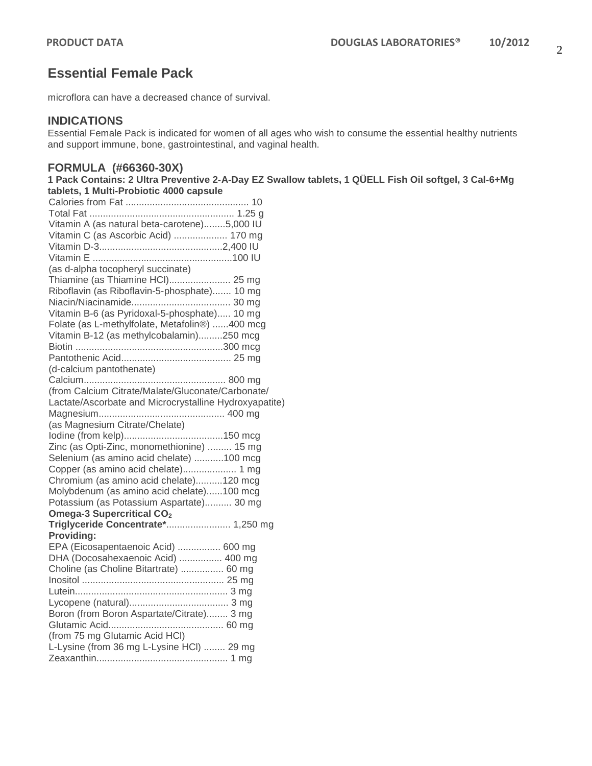# Essential Female Pack

microflora can have a decreased chance of survival.

## INDICATIONS

Essential Female Pack is indicated for women of all ages who wish to consume the essential healthy nutrients and support immune, bone, gastrointestinal, and vaginal health.

## FORMULA (#66360-30X)

**1 Pack Contains: 2 Ultra Preventive 2-A-Day EZ Swallow tablets, 1 QÜELL Fish Oil softgel, 3 Cal-6+Mg tablets, 1 Multi-Probiotic 4000 capsule**

Calories from Fat .............................................. 10
Total Fat ...................................................... 1.25 g
Vitamin A (as natural beta-carotene)........5,000 IU
Vitamin C (as Ascorbic Acid) .................... 170 mg
Vitamin D-3..............................................2,400 IU
Vitamin E ...................................................100 IU
(as d-alpha tocopheryl succinate)
Thiamine (as Thiamine HCl)....................... 25 mg
Riboflavin (as Riboflavin-5-phosphate)....... 10 mg
Niacin/Niacinamide..................................... 30 mg
Vitamin B-6 (as Pyridoxal-5-phosphate)..... 10 mg
Folate (as L-methylfolate, Metafolin®) ......400 mcg
Vitamin B-12 (as methylcobalamin).........250 mcg
Biotin .......................................................300 mcg
Pantothenic Acid......................................... 25 mg
(d-calcium pantothenate)
Calcium..................................................... 800 mg
(from Calcium Citrate/Malate/Gluconate/Carbonate/
Lactate/Ascorbate and Microcrystalline Hydroxyapatite)
Magnesium............................................... 400 mg
(as Magnesium Citrate/Chelate)
Iodine (from kelp).....................................150 mcg
Zinc (as Opti-Zinc, monomethionine) ......... 15 mg
Selenium (as amino acid chelate) ...........100 mcg
Copper (as amino acid chelate).................... 1 mg
Chromium (as amino acid chelate)..........120 mcg
Molybdenum (as amino acid chelate)......100 mcg
Potassium (as Potassium Aspartate).......... 30 mg
**Omega-3 Supercritical $CO_2$**
**Triglyceride Concentrate***........................ 1,250 mg
**Providing:**
EPA (Eicosapentaenoic Acid) ................ 600 mg
DHA (Docosahexaenoic Acid) ................ 400 mg
Choline (as Choline Bitartrate) ................ 60 mg
Inositol ..................................................... 25 mg
Lutein......................................................... 3 mg
Lycopene (natural)..................................... 3 mg
Boron (from Boron Aspartate/Citrate)........ 3 mg
Glutamic Acid........................................... 60 mg
(from 75 mg Glutamic Acid HCl)
L-Lysine (from 36 mg L-Lysine HCl) ........ 29 mg
Zeaxanthin................................................. 1 mg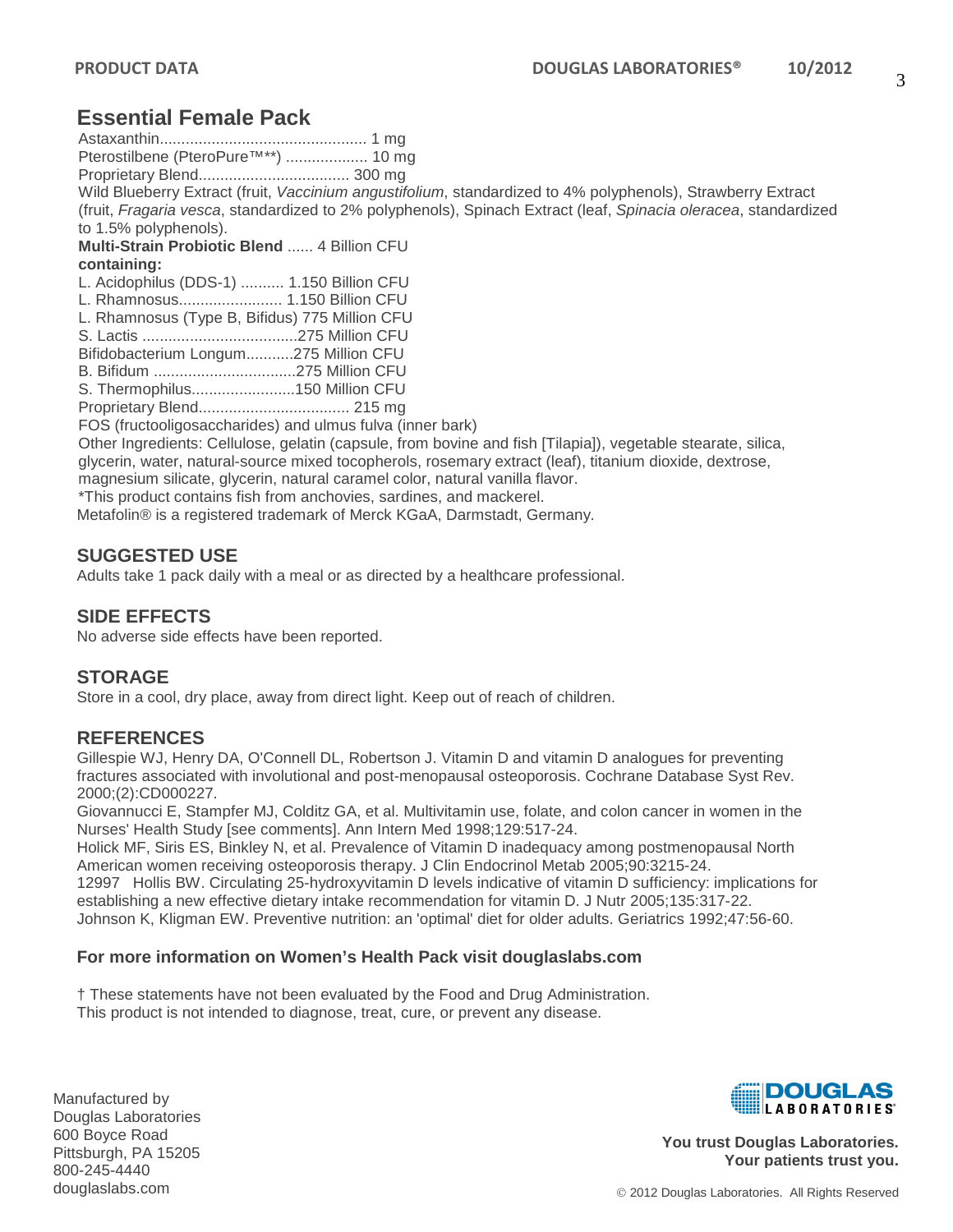## Essential Female Pack

Astaxanthin................................................ 1 mg
Pterostilbene (PteroPure™**) ................... 10 mg
Proprietary Blend................................... 300 mg
Wild Blueberry Extract (fruit, *Vaccinium angustifolium*, standardized to 4% polyphenols), Strawberry Extract (fruit, *Fragaria vesca*, standardized to 2% polyphenols), Spinach Extract (leaf, *Spinacia oleracea*, standardized to 1.5% polyphenols).

**Multi-Strain Probiotic Blend** ...... 4 Billion CFU
**containing:**
L. Acidophilus (DDS-1) .......... 1.150 Billion CFU
L. Rhamnosus........................ 1.150 Billion CFU
L. Rhamnosus (Type B, Bifidus) 775 Million CFU
S. Lactis ....................................275 Million CFU
Bifidobacterium Longum...........275 Million CFU
B. Bifidum .................................275 Million CFU
S. Thermophilus........................150 Million CFU
Proprietary Blend................................... 215 mg
FOS (fructooligosaccharides) and ulmus fulva (inner bark)

Other Ingredients: Cellulose, gelatin (capsule, from bovine and fish [Tilapia]), vegetable stearate, silica, glycerin, water, natural-source mixed tocopherols, rosemary extract (leaf), titanium dioxide, dextrose, magnesium silicate, glycerin, natural caramel color, natural vanilla flavor.
*This product contains fish from anchovies, sardines, and mackerel.
Metafolin® is a registered trademark of Merck KGaA, Darmstadt, Germany.

## SUGGESTED USE

Adults take 1 pack daily with a meal or as directed by a healthcare professional.

## SIDE EFFECTS

No adverse side effects have been reported.

## STORAGE

Store in a cool, dry place, away from direct light. Keep out of reach of children.

## REFERENCES

Gillespie WJ, Henry DA, O'Connell DL, Robertson J. Vitamin D and vitamin D analogues for preventing fractures associated with involutional and post-menopausal osteoporosis. Cochrane Database Syst Rev. 2000;(2):CD000227.
Giovannucci E, Stampfer MJ, Colditz GA, et al. Multivitamin use, folate, and colon cancer in women in the Nurses' Health Study [see comments]. Ann Intern Med 1998;129:517-24.
Holick MF, Siris ES, Binkley N, et al. Prevalence of Vitamin D inadequacy among postmenopausal North American women receiving osteoporosis therapy. J Clin Endocrinol Metab 2005;90:3215-24.
12997 Hollis BW. Circulating 25-hydroxyvitamin D levels indicative of vitamin D sufficiency: implications for establishing a new effective dietary intake recommendation for vitamin D. J Nutr 2005;135:317-22.
Johnson K, Kligman EW. Preventive nutrition: an 'optimal' diet for older adults. Geriatrics 1992;47:56-60.

**For more information on Women's Health Pack visit douglaslabs.com**

† These statements have not been evaluated by the Food and Drug Administration.
This product is not intended to diagnose, treat, cure, or prevent any disease.

Manufactured by
Douglas Laboratories
600 Boyce Road
Pittsburgh, PA 15205
800-245-4440
douglaslabs.com

**You trust Douglas Laboratories.**
**Your patients trust you.**

© 2012 Douglas Laboratories. All Rights Reserved